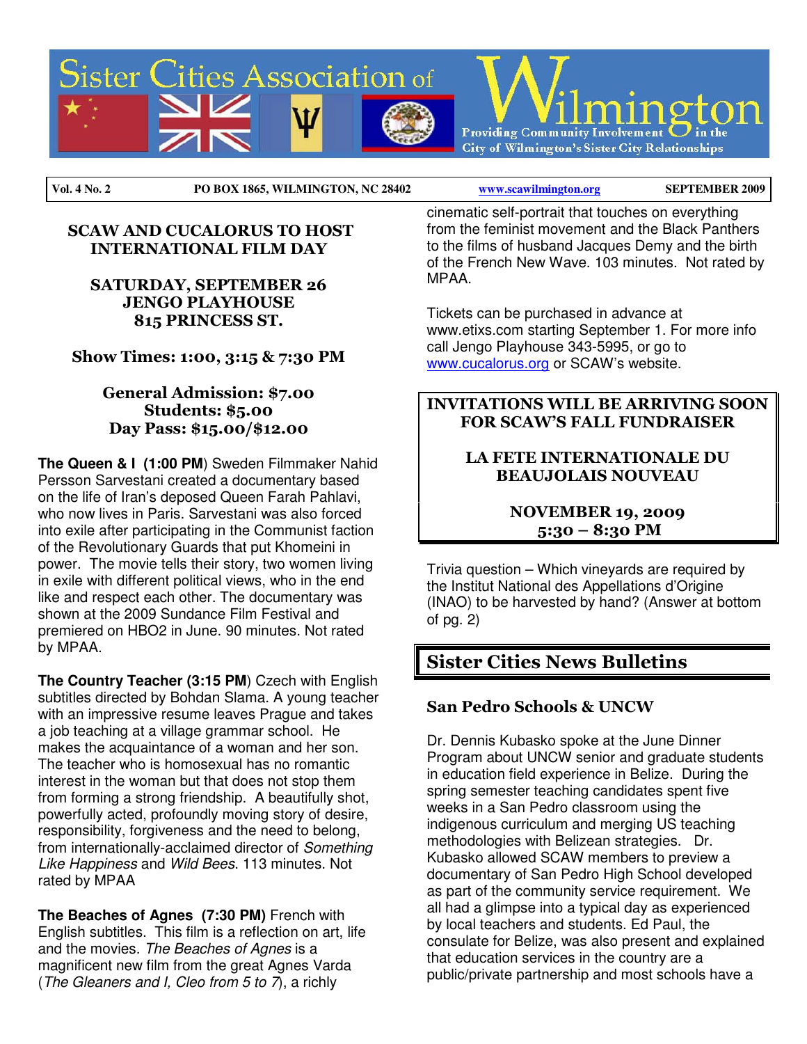# Sister Cities Association of Wilmington

Providing Community Involvement in the City of Wilmington's Sister City Relationships

**Vol. 4 No. 2** | **PO BOX 1865, WILMINGTON, NC 28402** | **www.scawilmington.org** | **SEPTEMBER 2009**

## SCAW AND CUCALORUS TO HOST INTERNATIONAL FILM DAY

**SATURDAY, SEPTEMBER 26**
**JENGO PLAYHOUSE**
**815 PRINCESS ST.**

**Show Times: 1:00, 3:15 & 7:30 PM**

**General Admission: $7.00**
**Students: $5.00**
**Day Pass: $15.00/$12.00**

**The Queen & I (1:00 PM**) Sweden Filmmaker Nahid Persson Sarvestani created a documentary based on the life of Iran's deposed Queen Farah Pahlavi, who now lives in Paris. Sarvestani was also forced into exile after participating in the Communist faction of the Revolutionary Guards that put Khomeini in power. The movie tells their story, two women living in exile with different political views, who in the end like and respect each other. The documentary was shown at the 2009 Sundance Film Festival and premiered on HBO2 in June. 90 minutes. Not rated by MPAA.

**The Country Teacher (3:15 PM**) Czech with English subtitles directed by Bohdan Slama. A young teacher with an impressive resume leaves Prague and takes a job teaching at a village grammar school. He makes the acquaintance of a woman and her son. The teacher who is homosexual has no romantic interest in the woman but that does not stop them from forming a strong friendship. A beautifully shot, powerfully acted, profoundly moving story of desire, responsibility, forgiveness and the need to belong, from internationally-acclaimed director of *Something Like Happiness* and *Wild Bees*. 113 minutes. Not rated by MPAA

**The Beaches of Agnes (7:30 PM)** French with English subtitles. This film is a reflection on art, life and the movies. *The Beaches of Agnes* is a magnificent new film from the great Agnes Varda (*The Gleaners and I, Cleo from 5 to 7*), a richly cinematic self-portrait that touches on everything from the feminist movement and the Black Panthers to the films of husband Jacques Demy and the birth of the French New Wave. 103 minutes. Not rated by MPAA.

Tickets can be purchased in advance at www.etixs.com starting September 1. For more info call Jengo Playhouse 343-5995, or go to www.cucalorus.org or SCAW's website.

**INVITATIONS WILL BE ARRIVING SOON FOR SCAW'S FALL FUNDRAISER**

**LA FETE INTERNATIONALE DU BEAUJOLAIS NOUVEAU**

**NOVEMBER 19, 2009**
**5:30 – 8:30 PM**

Trivia question – Which vineyards are required by the Institut National des Appellations d'Origine (INAO) to be harvested by hand? (Answer at bottom of pg. 2)

## Sister Cities News Bulletins

### San Pedro Schools & UNCW

Dr. Dennis Kubasko spoke at the June Dinner Program about UNCW senior and graduate students in education field experience in Belize. During the spring semester teaching candidates spent five weeks in a San Pedro classroom using the indigenous curriculum and merging US teaching methodologies with Belizean strategies. Dr. Kubasko allowed SCAW members to preview a documentary of San Pedro High School developed as part of the community service requirement. We all had a glimpse into a typical day as experienced by local teachers and students. Ed Paul, the consulate for Belize, was also present and explained that education services in the country are a public/private partnership and most schools have a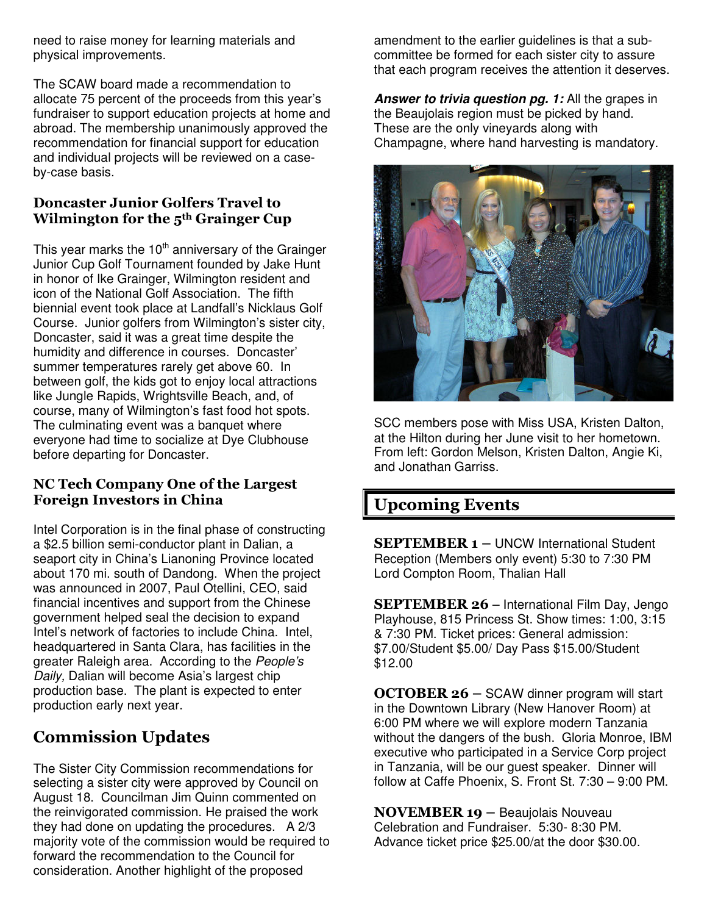need to raise money for learning materials and physical improvements.

The SCAW board made a recommendation to allocate 75 percent of the proceeds from this year's fundraiser to support education projects at home and abroad. The membership unanimously approved the recommendation for financial support for education and individual projects will be reviewed on a case-by-case basis.

### Doncaster Junior Golfers Travel to Wilmington for the 5th Grainger Cup

This year marks the 10th anniversary of the Grainger Junior Cup Golf Tournament founded by Jake Hunt in honor of Ike Grainger, Wilmington resident and icon of the National Golf Association. The fifth biennial event took place at Landfall's Nicklaus Golf Course. Junior golfers from Wilmington's sister city, Doncaster, said it was a great time despite the humidity and difference in courses. Doncaster' summer temperatures rarely get above 60. In between golf, the kids got to enjoy local attractions like Jungle Rapids, Wrightsville Beach, and, of course, many of Wilmington's fast food hot spots. The culminating event was a banquet where everyone had time to socialize at Dye Clubhouse before departing for Doncaster.

### NC Tech Company One of the Largest Foreign Investors in China

Intel Corporation is in the final phase of constructing a $2.5 billion semi-conductor plant in Dalian, a seaport city in China's Lianoning Province located about 170 mi. south of Dandong. When the project was announced in 2007, Paul Otellini, CEO, said financial incentives and support from the Chinese government helped seal the decision to expand Intel's network of factories to include China. Intel, headquartered in Santa Clara, has facilities in the greater Raleigh area. According to the *People's Daily,* Dalian will become Asia's largest chip production base. The plant is expected to enter production early next year.

## Commission Updates

The Sister City Commission recommendations for selecting a sister city were approved by Council on August 18. Councilman Jim Quinn commented on the reinvigorated commission. He praised the work they had done on updating the procedures. A 2/3 majority vote of the commission would be required to forward the recommendation to the Council for consideration. Another highlight of the proposed amendment to the earlier guidelines is that a sub-committee be formed for each sister city to assure that each program receives the attention it deserves.

***Answer to trivia question pg. 1:*** All the grapes in the Beaujolais region must be picked by hand. These are the only vineyards along with Champagne, where hand harvesting is mandatory.

SCC members pose with Miss USA, Kristen Dalton, at the Hilton during her June visit to her hometown. From left: Gordon Melson, Kristen Dalton, Angie Ki, and Jonathan Garriss.

## Upcoming Events

**SEPTEMBER 1** – UNCW International Student Reception (Members only event) 5:30 to 7:30 PM Lord Compton Room, Thalian Hall

**SEPTEMBER 26** – International Film Day, Jengo Playhouse, 815 Princess St. Show times: 1:00, 3:15 & 7:30 PM. Ticket prices: General admission: $7.00/Student $5.00/ Day Pass $15.00/Student $12.00

**OCTOBER 26** – SCAW dinner program will start in the Downtown Library (New Hanover Room) at 6:00 PM where we will explore modern Tanzania without the dangers of the bush. Gloria Monroe, IBM executive who participated in a Service Corp project in Tanzania, will be our guest speaker. Dinner will follow at Caffe Phoenix, S. Front St. 7:30 – 9:00 PM.

**NOVEMBER 19** – Beaujolais Nouveau Celebration and Fundraiser. 5:30- 8:30 PM. Advance ticket price $25.00/at the door $30.00.